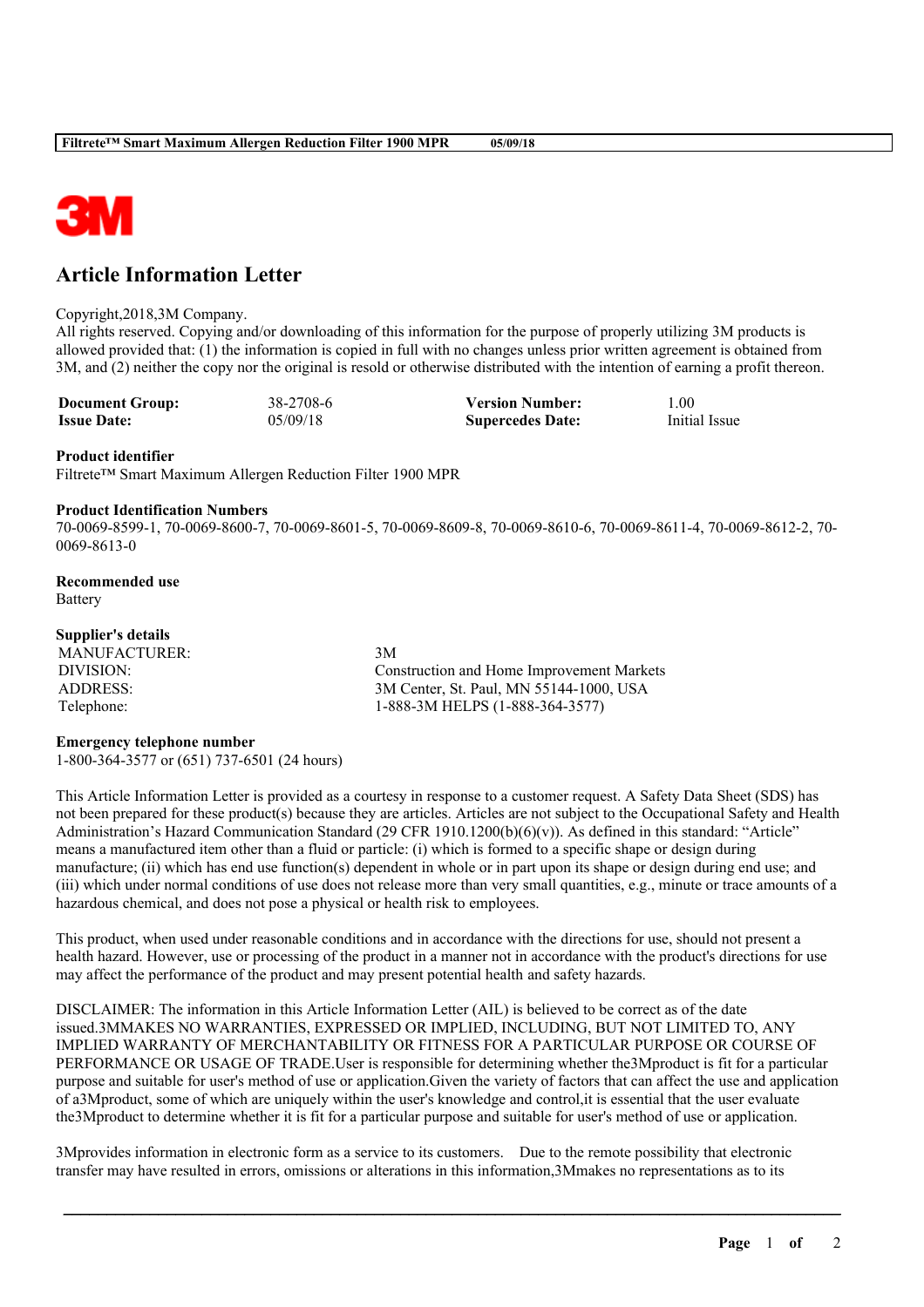# Article Information Letter

Copyright,2018,3M Company.
All rights reserved. Copying and/or downloading of this information for the purpose of properly utilizing 3M products is allowed provided that: (1) the information is copied in full with no changes unless prior written agreement is obtained from 3M, and (2) neither the copy nor the original is resold or otherwise distributed with the intention of earning a profit thereon.

| | | | |
|---|---|---|---|
| **Document Group:** | 38-2708-6 | **Version Number:** | 1.00 |
| **Issue Date:** | 05/09/18 | **Supercedes Date:** | Initial Issue |

**Product identifier**
Filtrete™ Smart Maximum Allergen Reduction Filter 1900 MPR

**Product Identification Numbers**
70-0069-8599-1, 70-0069-8600-7, 70-0069-8601-5, 70-0069-8609-8, 70-0069-8610-6, 70-0069-8611-4, 70-0069-8612-2, 70-0069-8613-0

**Recommended use**
Battery

**Supplier's details**

| | |
|---|---|
| MANUFACTURER: | 3M |
| DIVISION: | Construction and Home Improvement Markets |
| ADDRESS: | 3M Center, St. Paul, MN 55144-1000, USA |
| Telephone: | 1-888-3M HELPS (1-888-364-3577) |

**Emergency telephone number**
1-800-364-3577 or (651) 737-6501 (24 hours)

This Article Information Letter is provided as a courtesy in response to a customer request. A Safety Data Sheet (SDS) has not been prepared for these product(s) because they are articles. Articles are not subject to the Occupational Safety and Health Administration's Hazard Communication Standard (29 CFR 1910.1200(b)(6)(v)). As defined in this standard: "Article" means a manufactured item other than a fluid or particle: (i) which is formed to a specific shape or design during manufacture; (ii) which has end use function(s) dependent in whole or in part upon its shape or design during end use; and (iii) which under normal conditions of use does not release more than very small quantities, e.g., minute or trace amounts of a hazardous chemical, and does not pose a physical or health risk to employees.

This product, when used under reasonable conditions and in accordance with the directions for use, should not present a health hazard. However, use or processing of the product in a manner not in accordance with the product's directions for use may affect the performance of the product and may present potential health and safety hazards.

DISCLAIMER: The information in this Article Information Letter (AIL) is believed to be correct as of the date issued.3MMAKES NO WARRANTIES, EXPRESSED OR IMPLIED, INCLUDING, BUT NOT LIMITED TO, ANY IMPLIED WARRANTY OF MERCHANTABILITY OR FITNESS FOR A PARTICULAR PURPOSE OR COURSE OF PERFORMANCE OR USAGE OF TRADE.User is responsible for determining whether the3Mproduct is fit for a particular purpose and suitable for user's method of use or application.Given the variety of factors that can affect the use and application of a3Mproduct, some of which are uniquely within the user's knowledge and control,it is essential that the user evaluate the3Mproduct to determine whether it is fit for a particular purpose and suitable for user's method of use or application.

3Mprovides information in electronic form as a service to its customers. Due to the remote possibility that electronic transfer may have resulted in errors, omissions or alterations in this information,3Mmakes no representations as to its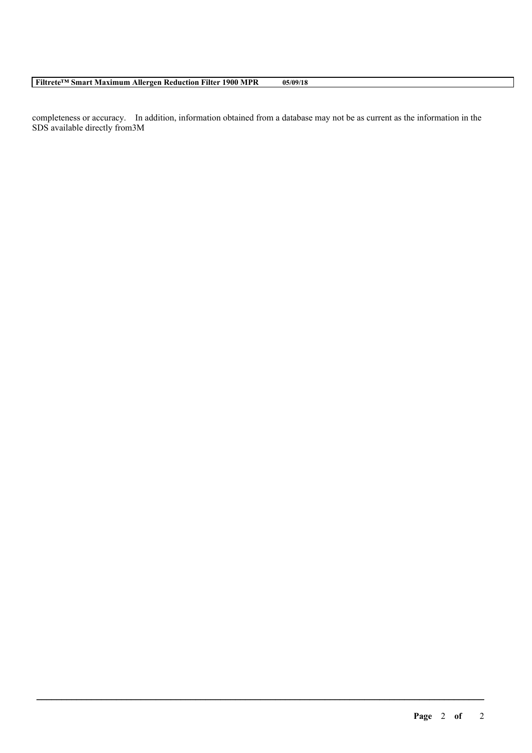completeness or accuracy. In addition, information obtained from a database may not be as current as the information in the SDS available directly from3M